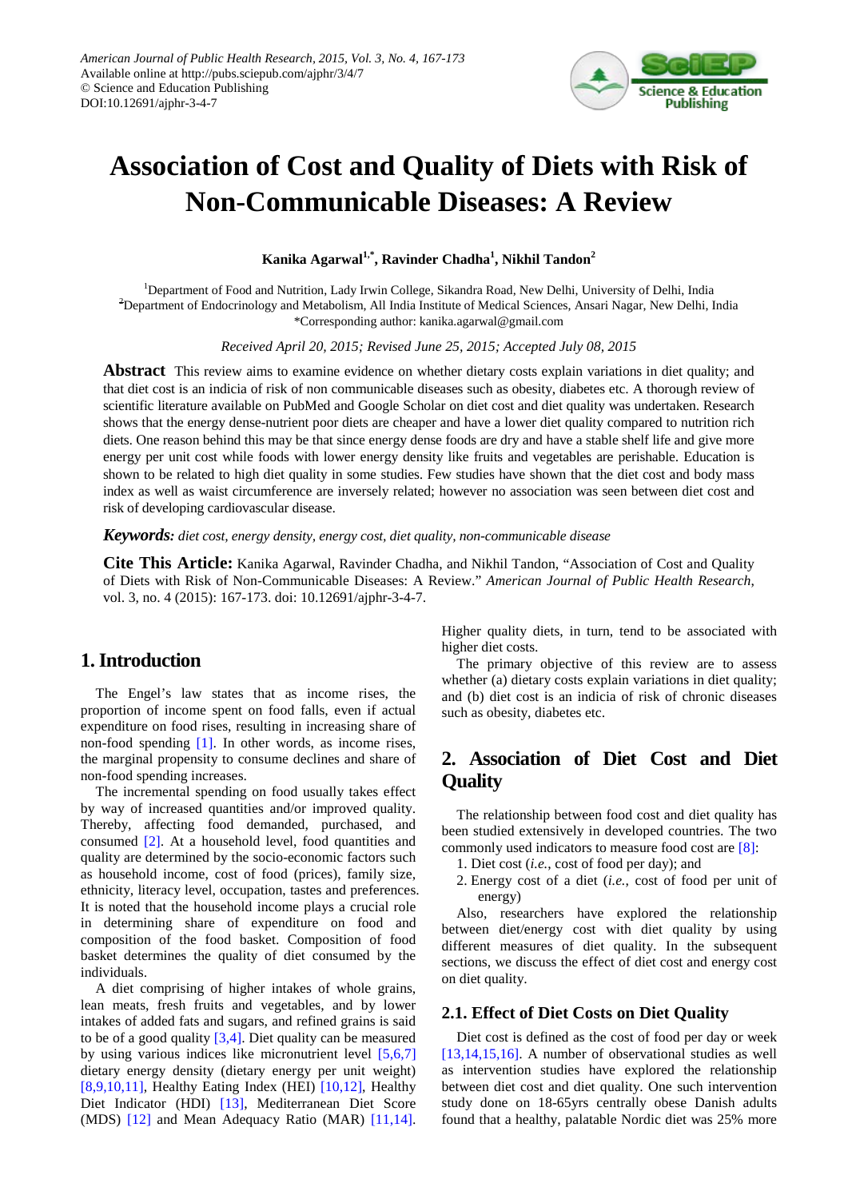# Association of Cost and Quality of Diets with Risk of Non-Communicable Diseases: A Review

**Kanika Agarwal[1,*], Ravinder Chadha[1], Nikhil Tandon[2]**

[1]Department of Food and Nutrition, Lady Irwin College, Sikandra Road, New Delhi, University of Delhi, India
[2]Department of Endocrinology and Metabolism, All India Institute of Medical Sciences, Ansari Nagar, New Delhi, India
*Corresponding author: kanika.agarwal@gmail.com

*Received April 20, 2015; Revised June 25, 2015; Accepted July 08, 2015*

**Abstract** This review aims to examine evidence on whether dietary costs explain variations in diet quality; and that diet cost is an indicia of risk of non communicable diseases such as obesity, diabetes etc. A thorough review of scientific literature available on PubMed and Google Scholar on diet cost and diet quality was undertaken. Research shows that the energy dense-nutrient poor diets are cheaper and have a lower diet quality compared to nutrition rich diets. One reason behind this may be that since energy dense foods are dry and have a stable shelf life and give more energy per unit cost while foods with lower energy density like fruits and vegetables are perishable. Education is shown to be related to high diet quality in some studies. Few studies have shown that the diet cost and body mass index as well as waist circumference are inversely related; however no association was seen between diet cost and risk of developing cardiovascular disease.

***Keywords:*** *diet cost, energy density, energy cost, diet quality, non-communicable disease*

**Cite This Article:** Kanika Agarwal, Ravinder Chadha, and Nikhil Tandon, "Association of Cost and Quality of Diets with Risk of Non-Communicable Diseases: A Review." *American Journal of Public Health Research*, vol. 3, no. 4 (2015): 167-173. doi: 10.12691/ajphr-3-4-7.

## 1. Introduction

The Engel's law states that as income rises, the proportion of income spent on food falls, even if actual expenditure on food rises, resulting in increasing share of non-food spending [1]. In other words, as income rises, the marginal propensity to consume declines and share of non-food spending increases.

The incremental spending on food usually takes effect by way of increased quantities and/or improved quality. Thereby, affecting food demanded, purchased, and consumed [2]. At a household level, food quantities and quality are determined by the socio-economic factors such as household income, cost of food (prices), family size, ethnicity, literacy level, occupation, tastes and preferences. It is noted that the household income plays a crucial role in determining share of expenditure on food and composition of the food basket. Composition of food basket determines the quality of diet consumed by the individuals.

A diet comprising of higher intakes of whole grains, lean meats, fresh fruits and vegetables, and by lower intakes of added fats and sugars, and refined grains is said to be of a good quality [3,4]. Diet quality can be measured by using various indices like micronutrient level [5,6,7] dietary energy density (dietary energy per unit weight) [8,9,10,11], Healthy Eating Index (HEI) [10,12], Healthy Diet Indicator (HDI) [13], Mediterranean Diet Score (MDS) [12] and Mean Adequacy Ratio (MAR) [11,14]. Higher quality diets, in turn, tend to be associated with higher diet costs.

The primary objective of this review are to assess whether (a) dietary costs explain variations in diet quality; and (b) diet cost is an indicia of risk of chronic diseases such as obesity, diabetes etc.

## 2. Association of Diet Cost and Diet Quality

The relationship between food cost and diet quality has been studied extensively in developed countries. The two commonly used indicators to measure food cost are [8]:

1. Diet cost (*i.e.*, cost of food per day); and
2. Energy cost of a diet (*i.e.*, cost of food per unit of energy)

Also, researchers have explored the relationship between diet/energy cost with diet quality by using different measures of diet quality. In the subsequent sections, we discuss the effect of diet cost and energy cost on diet quality.

### 2.1. Effect of Diet Costs on Diet Quality

Diet cost is defined as the cost of food per day or week [13,14,15,16]. A number of observational studies as well as intervention studies have explored the relationship between diet cost and diet quality. One such intervention study done on 18-65yrs centrally obese Danish adults found that a healthy, palatable Nordic diet was 25% more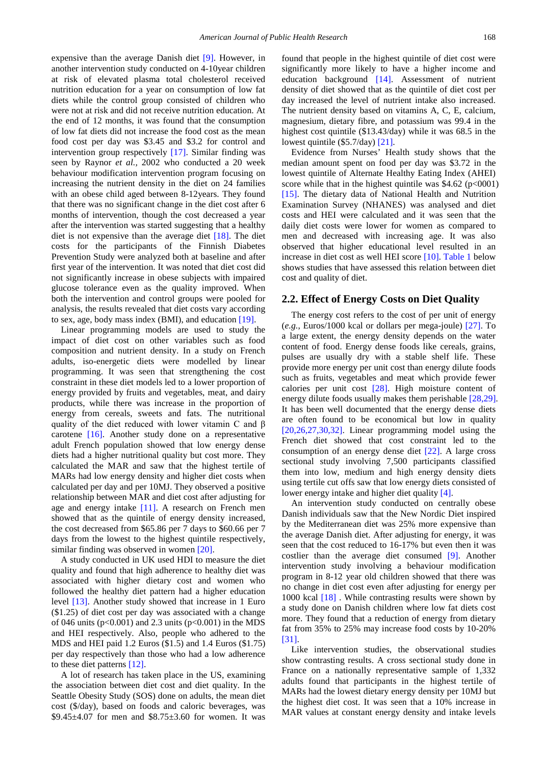expensive than the average Danish diet [9]. However, in another intervention study conducted on 4-10year children at risk of elevated plasma total cholesterol received nutrition education for a year on consumption of low fat diets while the control group consisted of children who were not at risk and did not receive nutrition education. At the end of 12 months, it was found that the consumption of low fat diets did not increase the food cost as the mean food cost per day was $3.45 and $3.2 for control and intervention group respectively [17]. Similar finding was seen by Raynor *et al.,* 2002 who conducted a 20 week behaviour modification intervention program focusing on increasing the nutrient density in the diet on 24 families with an obese child aged between 8-12years. They found that there was no significant change in the diet cost after 6 months of intervention, though the cost decreased a year after the intervention was started suggesting that a healthy diet is not expensive than the average diet [18]. The diet costs for the participants of the Finnish Diabetes Prevention Study were analyzed both at baseline and after first year of the intervention. It was noted that diet cost did not significantly increase in obese subjects with impaired glucose tolerance even as the quality improved. When both the intervention and control groups were pooled for analysis, the results revealed that diet costs vary according to sex, age, body mass index (BMI), and education [19].

Linear programming models are used to study the impact of diet cost on other variables such as food composition and nutrient density. In a study on French adults, iso-energetic diets were modelled by linear programming. It was seen that strengthening the cost constraint in these diet models led to a lower proportion of energy provided by fruits and vegetables, meat, and dairy products, while there was increase in the proportion of energy from cereals, sweets and fats. The nutritional quality of the diet reduced with lower vitamin C and β carotene [16]. Another study done on a representative adult French population showed that low energy dense diets had a higher nutritional quality but cost more. They calculated the MAR and saw that the highest tertile of MARs had low energy density and higher diet costs when calculated per day and per 10MJ. They observed a positive relationship between MAR and diet cost after adjusting for age and energy intake [11]. A research on French men showed that as the quintile of energy density increased, the cost decreased from $65.86 per 7 days to $60.66 per 7 days from the lowest to the highest quintile respectively, similar finding was observed in women [20].

A study conducted in UK used HDI to measure the diet quality and found that high adherence to healthy diet was associated with higher dietary cost and women who followed the healthy diet pattern had a higher education level [13]. Another study showed that increase in 1 Euro ($1.25) of diet cost per day was associated with a change of 046 units ($p<0.001$) and 2.3 units ($p<0.001$) in the MDS and HEI respectively. Also, people who adhered to the MDS and HEI paid 1.2 Euros ($1.5) and 1.4 Euros ($1.75) per day respectively than those who had a low adherence to these diet patterns [12].

A lot of research has taken place in the US, examining the association between diet cost and diet quality. In the Seattle Obesity Study (SOS) done on adults, the mean diet cost ($/day), based on foods and caloric beverages, was $9.45±4.07 for men and $8.75±3.60 for women. It was found that people in the highest quintile of diet cost were significantly more likely to have a higher income and education background [14]. Assessment of nutrient density of diet showed that as the quintile of diet cost per day increased the level of nutrient intake also increased. The nutrient density based on vitamins A, C, E, calcium, magnesium, dietary fibre, and potassium was 99.4 in the highest cost quintile ($13.43/day) while it was 68.5 in the lowest quintile ($5.7/day) [21].

Evidence from Nurses' Health study shows that the median amount spent on food per day was $3.72 in the lowest quintile of Alternate Healthy Eating Index (AHEI) score while that in the highest quintile was $4.62 ($p<0001$) [15]. The dietary data of National Health and Nutrition Examination Survey (NHANES) was analysed and diet costs and HEI were calculated and it was seen that the daily diet costs were lower for women as compared to men and decreased with increasing age. It was also observed that higher educational level resulted in an increase in diet cost as well HEI score [10]. Table 1 below shows studies that have assessed this relation between diet cost and quality of diet.

## 2.2. Effect of Energy Costs on Diet Quality

The energy cost refers to the cost of per unit of energy (*e.g.,* Euros/1000 kcal or dollars per mega-joule) [27]. To a large extent, the energy density depends on the water content of food. Energy dense foods like cereals, grains, pulses are usually dry with a stable shelf life. These provide more energy per unit cost than energy dilute foods such as fruits, vegetables and meat which provide fewer calories per unit cost [28]. High moisture content of energy dilute foods usually makes them perishable [28,29]. It has been well documented that the energy dense diets are often found to be economical but low in quality [20,26,27,30,32]. Linear programming model using the French diet showed that cost constraint led to the consumption of an energy dense diet [22]. A large cross sectional study involving 7,500 participants classified them into low, medium and high energy density diets using tertile cut offs saw that low energy diets consisted of lower energy intake and higher diet quality [4].

An intervention study conducted on centrally obese Danish individuals saw that the New Nordic Diet inspired by the Mediterranean diet was 25% more expensive than the average Danish diet. After adjusting for energy, it was seen that the cost reduced to 16-17% but even then it was costlier than the average diet consumed [9]. Another intervention study involving a behaviour modification program in 8-12 year old children showed that there was no change in diet cost even after adjusting for energy per 1000 kcal [18] . While contrasting results were shown by a study done on Danish children where low fat diets cost more. They found that a reduction of energy from dietary fat from 35% to 25% may increase food costs by 10-20% [31].

Like intervention studies, the observational studies show contrasting results. A cross sectional study done in France on a nationally representative sample of 1,332 adults found that participants in the highest tertile of MARs had the lowest dietary energy density per 10MJ but the highest diet cost. It was seen that a 10% increase in MAR values at constant energy density and intake levels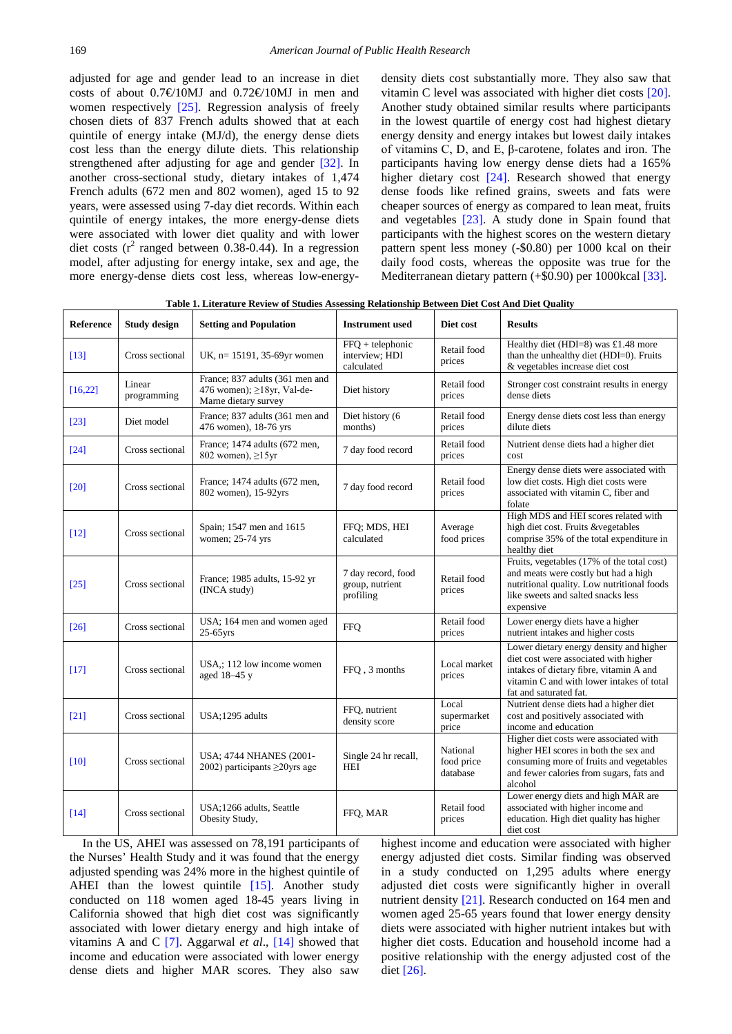adjusted for age and gender lead to an increase in diet costs of about 0.7€/10MJ and 0.72€/10MJ in men and women respectively [25]. Regression analysis of freely chosen diets of 837 French adults showed that at each quintile of energy intake (MJ/d), the energy dense diets cost less than the energy dilute diets. This relationship strengthened after adjusting for age and gender [32]. In another cross-sectional study, dietary intakes of 1,474 French adults (672 men and 802 women), aged 15 to 92 years, were assessed using 7-day diet records. Within each quintile of energy intakes, the more energy-dense diets were associated with lower diet quality and with lower diet costs ($r^2$ ranged between 0.38-0.44). In a regression model, after adjusting for energy intake, sex and age, the more energy-dense diets cost less, whereas low-energy-density diets cost substantially more. They also saw that vitamin C level was associated with higher diet costs [20]. Another study obtained similar results where participants in the lowest quartile of energy cost had highest dietary energy density and energy intakes but lowest daily intakes of vitamins C, D, and E, β-carotene, folates and iron. The participants having low energy dense diets had a 165% higher dietary cost [24]. Research showed that energy dense foods like refined grains, sweets and fats were cheaper sources of energy as compared to lean meat, fruits and vegetables [23]. A study done in Spain found that participants with the highest scores on the western dietary pattern spent less money (-$0.80) per 1000 kcal on their daily food costs, whereas the opposite was true for the Mediterranean dietary pattern (+$0.90) per 1000kcal [33].

**Table 1. Literature Review of Studies Assessing Relationship Between Diet Cost And Diet Quality**

| Reference | Study design | Setting and Population | Instrument used | Diet cost | Results |
|---|---|---|---|---|---|
| [13] | Cross sectional | UK, n= 15191, 35-69yr women | FFQ + telephonic interview; HDI calculated | Retail food prices | Healthy diet (HDI=8) was £1.48 more than the unhealthy diet (HDI=0). Fruits & vegetables increase diet cost |
| [16,22] | Linear programming | France; 837 adults (361 men and 476 women); ≥18yr, Val-de-Marne dietary survey | Diet history | Retail food prices | Stronger cost constraint results in energy dense diets |
| [23] | Diet model | France; 837 adults (361 men and 476 women), 18-76 yrs | Diet history (6 months) | Retail food prices | Energy dense diets cost less than energy dilute diets |
| [24] | Cross sectional | France; 1474 adults (672 men, 802 women), ≥15yr | 7 day food record | Retail food prices | Nutrient dense diets had a higher diet cost |
| [20] | Cross sectional | France; 1474 adults (672 men, 802 women), 15-92yrs | 7 day food record | Retail food prices | Energy dense diets were associated with low diet costs. High diet costs were associated with vitamin C, fiber and folate |
| [12] | Cross sectional | Spain; 1547 men and 1615 women; 25-74 yrs | FFQ; MDS, HEI calculated | Average food prices | High MDS and HEI scores related with high diet cost. Fruits &vegetables comprise 35% of the total expenditure in healthy diet |
| [25] | Cross sectional | France; 1985 adults, 15-92 yr (INCA study) | 7 day record, food group, nutrient profiling | Retail food prices | Fruits, vegetables (17% of the total cost) and meats were costly but had a high nutritional quality. Low nutritional foods like sweets and salted snacks less expensive |
| [26] | Cross sectional | USA; 164 men and women aged 25-65yrs | FFQ | Retail food prices | Lower energy diets have a higher nutrient intakes and higher costs |
| [17] | Cross sectional | USA,; 112 low income women aged 18–45 y | FFQ , 3 months | Local market prices | Lower dietary energy density and higher diet cost were associated with higher intakes of dietary fibre, vitamin A and vitamin C and with lower intakes of total fat and saturated fat. |
| [21] | Cross sectional | USA;1295 adults | FFQ, nutrient density score | Local supermarket price | Nutrient dense diets had a higher diet cost and positively associated with income and education |
| [10] | Cross sectional | USA; 4744 NHANES (2001-2002) participants ≥20yrs age | Single 24 hr recall, HEI | National food price database | Higher diet costs were associated with higher HEI scores in both the sex and consuming more of fruits and vegetables and fewer calories from sugars, fats and alcohol |
| [14] | Cross sectional | USA;1266 adults, Seattle Obesity Study, | FFQ, MAR | Retail food prices | Lower energy diets and high MAR are associated with higher income and education. High diet quality has higher diet cost |

In the US, AHEI was assessed on 78,191 participants of the Nurses' Health Study and it was found that the energy adjusted spending was 24% more in the highest quintile of AHEI than the lowest quintile [15]. Another study conducted on 118 women aged 18-45 years living in California showed that high diet cost was significantly associated with lower dietary energy and high intake of vitamins A and C [7]. Aggarwal *et al*., [14] showed that income and education were associated with lower energy dense diets and higher MAR scores. They also saw highest income and education were associated with higher energy adjusted diet costs. Similar finding was observed in a study conducted on 1,295 adults where energy adjusted diet costs were significantly higher in overall nutrient density [21]. Research conducted on 164 men and women aged 25-65 years found that lower energy density diets were associated with higher nutrient intakes but with higher diet costs. Education and household income had a positive relationship with the energy adjusted cost of the diet [26].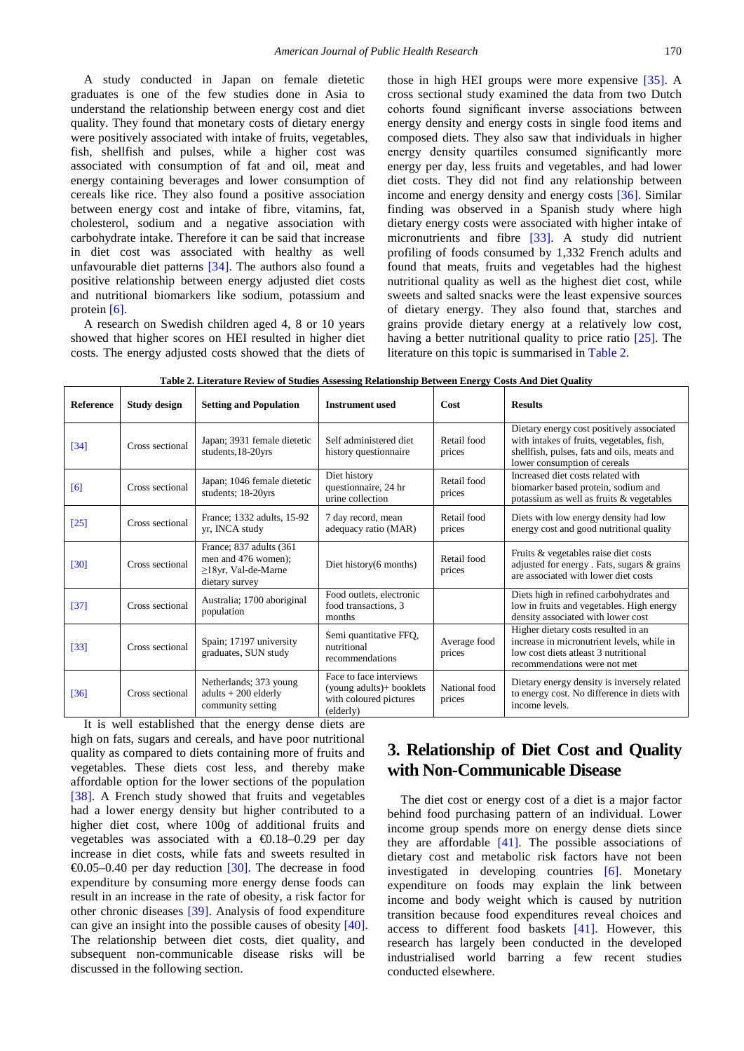A study conducted in Japan on female dietetic graduates is one of the few studies done in Asia to understand the relationship between energy cost and diet quality. They found that monetary costs of dietary energy were positively associated with intake of fruits, vegetables, fish, shellfish and pulses, while a higher cost was associated with consumption of fat and oil, meat and energy containing beverages and lower consumption of cereals like rice. They also found a positive association between energy cost and intake of fibre, vitamins, fat, cholesterol, sodium and a negative association with carbohydrate intake. Therefore it can be said that increase in diet cost was associated with healthy as well unfavourable diet patterns [34]. The authors also found a positive relationship between energy adjusted diet costs and nutritional biomarkers like sodium, potassium and protein [6].

A research on Swedish children aged 4, 8 or 10 years showed that higher scores on HEI resulted in higher diet costs. The energy adjusted costs showed that the diets of those in high HEI groups were more expensive [35]. A cross sectional study examined the data from two Dutch cohorts found significant inverse associations between energy density and energy costs in single food items and composed diets. They also saw that individuals in higher energy density quartiles consumed significantly more energy per day, less fruits and vegetables, and had lower diet costs. They did not find any relationship between income and energy density and energy costs [36]. Similar finding was observed in a Spanish study where high dietary energy costs were associated with higher intake of micronutrients and fibre [33]. A study did nutrient profiling of foods consumed by 1,332 French adults and found that meats, fruits and vegetables had the highest nutritional quality as well as the highest diet cost, while sweets and salted snacks were the least expensive sources of dietary energy. They also found that, starches and grains provide dietary energy at a relatively low cost, having a better nutritional quality to price ratio [25]. The literature on this topic is summarised in Table 2.

**Table 2. Literature Review of Studies Assessing Relationship Between Energy Costs And Diet Quality**

| Reference | Study design | Setting and Population | Instrument used | Cost | Results |
|---|---|---|---|---|---|
| [34] | Cross sectional | Japan; 3931 female dietetic students,18-20yrs | Self administered diet history questionnaire | Retail food prices | Dietary energy cost positively associated with intakes of fruits, vegetables, fish, shellfish, pulses, fats and oils, meats and lower consumption of cereals |
| [6] | Cross sectional | Japan; 1046 female dietetic students; 18-20yrs | Diet history questionnaire, 24 hr urine collection | Retail food prices | Increased diet costs related with biomarker based protein, sodium and potassium as well as fruits & vegetables |
| [25] | Cross sectional | France; 1332 adults, 15-92 yr, INCA study | 7 day record, mean adequacy ratio (MAR) | Retail food prices | Diets with low energy density had low energy cost and good nutritional quality |
| [30] | Cross sectional | France; 837 adults (361 men and 476 women); ≥18yr, Val-de-Marne dietary survey | Diet history(6 months) | Retail food prices | Fruits & vegetables raise diet costs adjusted for energy . Fats, sugars & grains are associated with lower diet costs |
| [37] | Cross sectional | Australia; 1700 aboriginal population | Food outlets, electronic food transactions, 3 months | | Diets high in refined carbohydrates and low in fruits and vegetables. High energy density associated with lower cost |
| [33] | Cross sectional | Spain; 17197 university graduates, SUN study | Semi quantitative FFQ, nutritional recommendations | Average food prices | Higher dietary costs resulted in an increase in micronutrient levels, while in low cost diets atleast 3 nutritional recommendations were not met |
| [36] | Cross sectional | Netherlands; 373 young adults + 200 elderly community setting | Face to face interviews (young adults)+ booklets with coloured pictures (elderly) | National food prices | Dietary energy density is inversely related to energy cost. No difference in diets with income levels. |

It is well established that the energy dense diets are high on fats, sugars and cereals, and have poor nutritional quality as compared to diets containing more of fruits and vegetables. These diets cost less, and thereby make affordable option for the lower sections of the population [38]. A French study showed that fruits and vegetables had a lower energy density but higher contributed to a higher diet cost, where 100g of additional fruits and vegetables was associated with a €0.18–0.29 per day increase in diet costs, while fats and sweets resulted in €0.05–0.40 per day reduction [30]. The decrease in food expenditure by consuming more energy dense foods can result in an increase in the rate of obesity, a risk factor for other chronic diseases [39]. Analysis of food expenditure can give an insight into the possible causes of obesity [40]. The relationship between diet costs, diet quality, and subsequent non-communicable disease risks will be discussed in the following section.

## 3. Relationship of Diet Cost and Quality with Non-Communicable Disease

The diet cost or energy cost of a diet is a major factor behind food purchasing pattern of an individual. Lower income group spends more on energy dense diets since they are affordable [41]. The possible associations of dietary cost and metabolic risk factors have not been investigated in developing countries [6]. Monetary expenditure on foods may explain the link between income and body weight which is caused by nutrition transition because food expenditures reveal choices and access to different food baskets [41]. However, this research has largely been conducted in the developed industrialised world barring a few recent studies conducted elsewhere.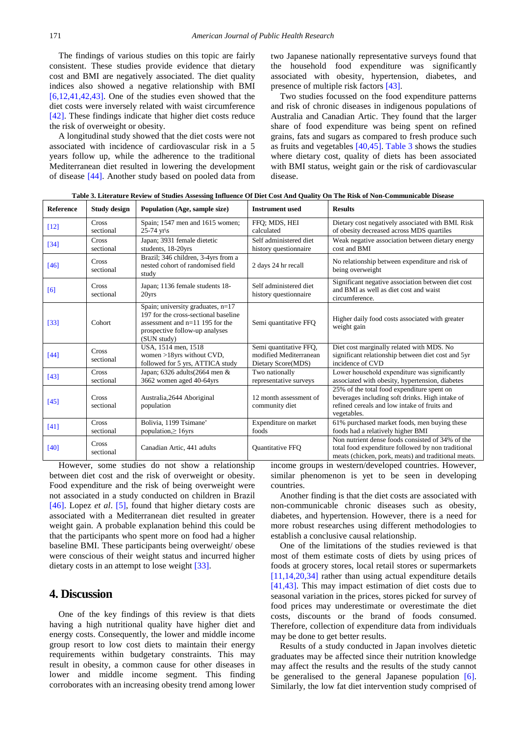The findings of various studies on this topic are fairly consistent. These studies provide evidence that dietary cost and BMI are negatively associated. The diet quality indices also showed a negative relationship with BMI [6,12,41,42,43]. One of the studies even showed that the diet costs were inversely related with waist circumference [42]. These findings indicate that higher diet costs reduce the risk of overweight or obesity.

A longitudinal study showed that the diet costs were not associated with incidence of cardiovascular risk in a 5 years follow up, while the adherence to the traditional Mediterranean diet resulted in lowering the development of disease [44]. Another study based on pooled data from two Japanese nationally representative surveys found that the household food expenditure was significantly associated with obesity, hypertension, diabetes, and presence of multiple risk factors [43].

Two studies focussed on the food expenditure patterns and risk of chronic diseases in indigenous populations of Australia and Canadian Artic. They found that the larger share of food expenditure was being spent on refined grains, fats and sugars as compared to fresh produce such as fruits and vegetables [40,45]. Table 3 shows the studies where dietary cost, quality of diets has been associated with BMI status, weight gain or the risk of cardiovascular disease.

**Table 3. Literature Review of Studies Assessing Influence Of Diet Cost And Quality On The Risk of Non-Communicable Disease**

| Reference | Study design | Population (Age, sample size) | Instrument used | Results |
|---|---|---|---|---|
| [12] | Cross sectional | Spain; 1547 men and 1615 women; 25-74 yr\s | FFQ; MDS, HEI calculated | Dietary cost negatively associated with BMI. Risk of obesity decreased across MDS quartiles |
| [34] | Cross sectional | Japan; 3931 female dietetic students, 18-20yrs | Self administered diet history questionnaire | Weak negative association between dietary energy cost and BMI |
| [46] | Cross sectional | Brazil; 346 children, 3-4yrs from a nested cohort of randomised field study | 2 days 24 hr recall | No relationship between expenditure and risk of being overweight |
| [6] | Cross sectional | Japan; 1136 female students 18-20yrs | Self administered diet history questionnaire | Significant negative association between diet cost and BMI as well as diet cost and waist circumference. |
| [33] | Cohort | Spain; university graduates, n=17 197 for the cross-sectional baseline assessment and n=11 195 for the prospective follow-up analyses (SUN study) | Semi quantitative FFQ | Higher daily food costs associated with greater weight gain |
| [44] | Cross sectional | USA, 1514 men, 1518 women >18yrs without CVD, followed for 5 yrs, ATTICA study | Semi quantitative FFQ, modified Mediterranean Dietary Score(MDS) | Diet cost marginally related with MDS. No significant relationship between diet cost and 5yr incidence of CVD |
| [43] | Cross sectional | Japan; 6326 adults(2664 men & 3662 women aged 40-64yrs | Two nationally representative surveys | Lower household expenditure was significantly associated with obesity, hypertension, diabetes |
| [45] | Cross sectional | Australia,2644 Aboriginal population | 12 month assessment of community diet | 25% of the total food expenditure spent on beverages including soft drinks. High intake of refined cereals and low intake of fruits and vegetables. |
| [41] | Cross sectional | Bolivia, 1199 Tsimane' population,≥ 16yrs | Expenditure on market foods | 61% purchased market foods, men buying these foods had a relatively higher BMI |
| [40] | Cross sectional | Canadian Artic, 441 adults | Quantitative FFQ | Non nutrient dense foods consisted of 34% of the total food expenditure followed by non traditional meats (chicken, pork, meats) and traditional meats. |

However, some studies do not show a relationship between diet cost and the risk of overweight or obesity. Food expenditure and the risk of being overweight were not associated in a study conducted on children in Brazil [46]. Lopez *et al*. [5], found that higher dietary costs are associated with a Mediterranean diet resulted in greater weight gain. A probable explanation behind this could be that the participants who spent more on food had a higher baseline BMI. These participants being overweight/ obese were conscious of their weight status and incurred higher dietary costs in an attempt to lose weight [33].

## 4. Discussion

One of the key findings of this review is that diets having a high nutritional quality have higher diet and energy costs. Consequently, the lower and middle income group resort to low cost diets to maintain their energy requirements within budgetary constraints. This may result in obesity, a common cause for other diseases in lower and middle income segment. This finding corroborates with an increasing obesity trend among lower income groups in western/developed countries. However, similar phenomenon is yet to be seen in developing countries.

Another finding is that the diet costs are associated with non-communicable chronic diseases such as obesity, diabetes, and hypertension. However, there is a need for more robust researches using different methodologies to establish a conclusive causal relationship.

One of the limitations of the studies reviewed is that most of them estimate costs of diets by using prices of foods at grocery stores, local retail stores or supermarkets [11,14,20,34] rather than using actual expenditure details [41,43]. This may impact estimation of diet costs due to seasonal variation in the prices, stores picked for survey of food prices may underestimate or overestimate the diet costs, discounts or the brand of foods consumed. Therefore, collection of expenditure data from individuals may be done to get better results.

Results of a study conducted in Japan involves dietetic graduates may be affected since their nutrition knowledge may affect the results and the results of the study cannot be generalised to the general Japanese population [6]. Similarly, the low fat diet intervention study comprised of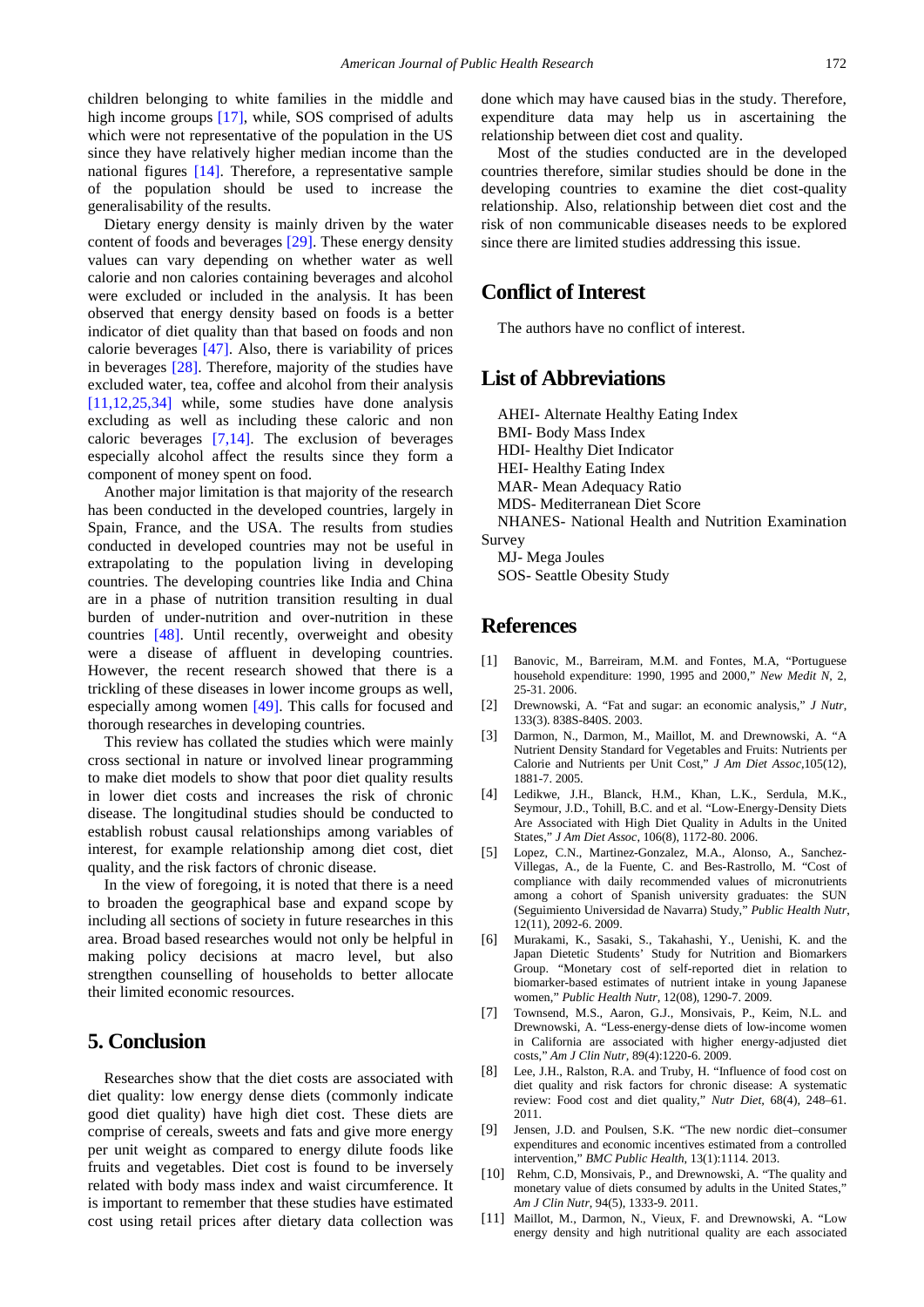children belonging to white families in the middle and high income groups [17], while, SOS comprised of adults which were not representative of the population in the US since they have relatively higher median income than the national figures [14]. Therefore, a representative sample of the population should be used to increase the generalisability of the results.

Dietary energy density is mainly driven by the water content of foods and beverages [29]. These energy density values can vary depending on whether water as well calorie and non calories containing beverages and alcohol were excluded or included in the analysis. It has been observed that energy density based on foods is a better indicator of diet quality than that based on foods and non calorie beverages [47]. Also, there is variability of prices in beverages [28]. Therefore, majority of the studies have excluded water, tea, coffee and alcohol from their analysis [11,12,25,34] while, some studies have done analysis excluding as well as including these caloric and non caloric beverages [7,14]. The exclusion of beverages especially alcohol affect the results since they form a component of money spent on food.

Another major limitation is that majority of the research has been conducted in the developed countries, largely in Spain, France, and the USA. The results from studies conducted in developed countries may not be useful in extrapolating to the population living in developing countries. The developing countries like India and China are in a phase of nutrition transition resulting in dual burden of under-nutrition and over-nutrition in these countries [48]. Until recently, overweight and obesity were a disease of affluent in developing countries. However, the recent research showed that there is a trickling of these diseases in lower income groups as well, especially among women [49]. This calls for focused and thorough researches in developing countries.

This review has collated the studies which were mainly cross sectional in nature or involved linear programming to make diet models to show that poor diet quality results in lower diet costs and increases the risk of chronic disease. The longitudinal studies should be conducted to establish robust causal relationships among variables of interest, for example relationship among diet cost, diet quality, and the risk factors of chronic disease.

In the view of foregoing, it is noted that there is a need to broaden the geographical base and expand scope by including all sections of society in future researches in this area. Broad based researches would not only be helpful in making policy decisions at macro level, but also strengthen counselling of households to better allocate their limited economic resources.

## 5. Conclusion

Researches show that the diet costs are associated with diet quality: low energy dense diets (commonly indicate good diet quality) have high diet cost. These diets are comprise of cereals, sweets and fats and give more energy per unit weight as compared to energy dilute foods like fruits and vegetables. Diet cost is found to be inversely related with body mass index and waist circumference. It is important to remember that these studies have estimated cost using retail prices after dietary data collection was done which may have caused bias in the study. Therefore, expenditure data may help us in ascertaining the relationship between diet cost and quality.

Most of the studies conducted are in the developed countries therefore, similar studies should be done in the developing countries to examine the diet cost-quality relationship. Also, relationship between diet cost and the risk of non communicable diseases needs to be explored since there are limited studies addressing this issue.

## Conflict of Interest

The authors have no conflict of interest.

## List of Abbreviations

AHEI- Alternate Healthy Eating Index
BMI- Body Mass Index
HDI- Healthy Diet Indicator
HEI- Healthy Eating Index
MAR- Mean Adequacy Ratio
MDS- Mediterranean Diet Score
NHANES- National Health and Nutrition Examination Survey
MJ- Mega Joules
SOS- Seattle Obesity Study

## References

[1] Banovic, M., Barreiram, M.M. and Fontes, M.A, "Portuguese household expenditure: 1990, 1995 and 2000," *New Medit N*, 2, 25-31. 2006.

[2] Drewnowski, A. "Fat and sugar: an economic analysis," *J Nutr*, 133(3). 838S-840S. 2003.

[3] Darmon, N., Darmon, M., Maillot, M. and Drewnowski, A. "A Nutrient Density Standard for Vegetables and Fruits: Nutrients per Calorie and Nutrients per Unit Cost," *J Am Diet Assoc*,105(12), 1881-7. 2005.

[4] Ledikwe, J.H., Blanck, H.M., Khan, L.K., Serdula, M.K., Seymour, J.D., Tohill, B.C. and et al. "Low-Energy-Density Diets Are Associated with High Diet Quality in Adults in the United States," *J Am Diet Assoc*, 106(8), 1172-80. 2006.

[5] Lopez, C.N., Martinez-Gonzalez, M.A., Alonso, A., Sanchez-Villegas, A., de la Fuente, C. and Bes-Rastrollo, M. "Cost of compliance with daily recommended values of micronutrients among a cohort of Spanish university graduates: the SUN (Seguimiento Universidad de Navarra) Study," *Public Health Nutr*, 12(11), 2092-6. 2009.

[6] Murakami, K., Sasaki, S., Takahashi, Y., Uenishi, K. and the Japan Dietetic Students' Study for Nutrition and Biomarkers Group. "Monetary cost of self-reported diet in relation to biomarker-based estimates of nutrient intake in young Japanese women," *Public Health Nutr*, 12(08), 1290-7. 2009.

[7] Townsend, M.S., Aaron, G.J., Monsivais, P., Keim, N.L. and Drewnowski, A. "Less-energy-dense diets of low-income women in California are associated with higher energy-adjusted diet costs," *Am J Clin Nutr*, 89(4):1220-6. 2009.

[8] Lee, J.H., Ralston, R.A. and Truby, H. "Influence of food cost on diet quality and risk factors for chronic disease: A systematic review: Food cost and diet quality," *Nutr Diet*, 68(4), 248–61. 2011.

[9] Jensen, J.D. and Poulsen, S.K. "The new nordic diet–consumer expenditures and economic incentives estimated from a controlled intervention," *BMC Public Health*, 13(1):1114. 2013.

[10] Rehm, C.D, Monsivais, P., and Drewnowski, A. "The quality and monetary value of diets consumed by adults in the United States," *Am J Clin Nutr*, 94(5), 1333-9. 2011.

[11] Maillot, M., Darmon, N., Vieux, F. and Drewnowski, A. "Low energy density and high nutritional quality are each associated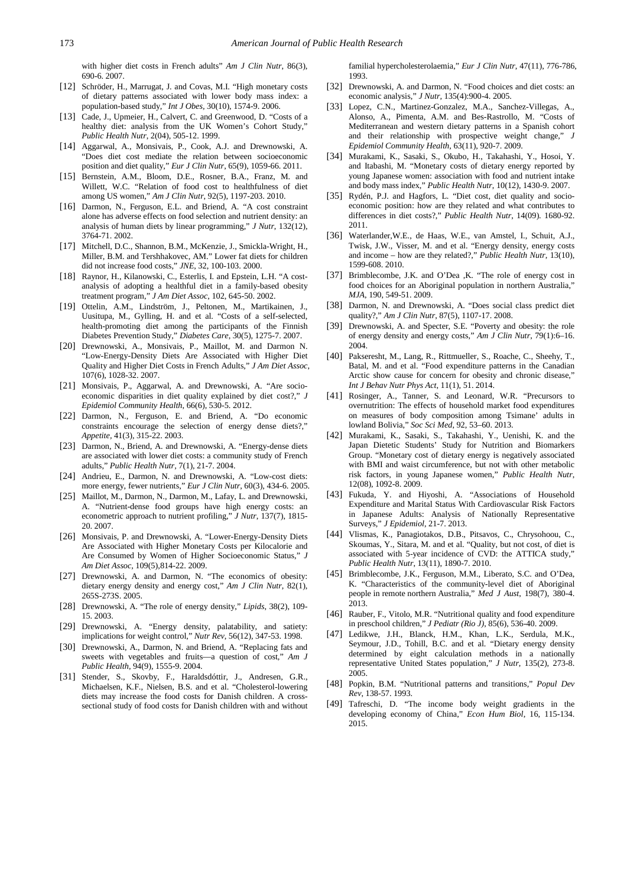with higher diet costs in French adults" *Am J Clin Nutr*, 86(3), 690-6. 2007.

[12] Schröder, H., Marrugat, J. and Covas, M.I. "High monetary costs of dietary patterns associated with lower body mass index: a population-based study," *Int J Obes*, 30(10), 1574-9. 2006.

[13] Cade, J., Upmeier, H., Calvert, C. and Greenwood, D. "Costs of a healthy diet: analysis from the UK Women's Cohort Study," *Public Health Nutr*, 2(04), 505-12. 1999.

[14] Aggarwal, A., Monsivais, P., Cook, A.J. and Drewnowski, A. "Does diet cost mediate the relation between socioeconomic position and diet quality," *Eur J Clin Nutr*, 65(9), 1059-66. 2011.

[15] Bernstein, A.M., Bloom, D.E., Rosner, B.A., Franz, M. and Willett, W.C. "Relation of food cost to healthfulness of diet among US women," *Am J Clin Nutr*, 92(5), 1197-203. 2010.

[16] Darmon, N., Ferguson, E.L. and Briend, A. "A cost constraint alone has adverse effects on food selection and nutrient density: an analysis of human diets by linear programming," *J Nutr*, 132(12), 3764-71. 2002.

[17] Mitchell, D.C., Shannon, B.M., McKenzie, J., Smickla-Wright, H., Miller, B.M. and Tershhakovec, AM." Lower fat diets for children did not increase food costs," *JNE*, 32, 100-103. 2000.

[18] Raynor, H., Kilanowski, C., Esterlis, I. and Epstein, L.H. "A cost-analysis of adopting a healthful diet in a family-based obesity treatment program," *J Am Diet Assoc*, 102, 645-50. 2002.

[19] Ottelin, A.M., Lindström, J., Peltonen, M., Martikainen, J., Uusitupa, M., Gylling, H. and et al. "Costs of a self-selected, health-promoting diet among the participants of the Finnish Diabetes Prevention Study," *Diabetes Care*, 30(5), 1275-7. 2007.

[20] Drewnowski, A., Monsivais, P., Maillot, M. and Darmon N. "Low-Energy-Density Diets Are Associated with Higher Diet Quality and Higher Diet Costs in French Adults," *J Am Diet Assoc*, 107(6), 1028-32. 2007.

[21] Monsivais, P., Aggarwal, A. and Drewnowski, A. "Are socio-economic disparities in diet quality explained by diet cost?," *J Epidemiol Community Health*, 66(6), 530-5. 2012.

[22] Darmon, N., Ferguson, E. and Briend, A. "Do economic constraints encourage the selection of energy dense diets?," *Appetite*, 41(3), 315-22. 2003.

[23] Darmon, N., Briend, A. and Drewnowski, A. "Energy-dense diets are associated with lower diet costs: a community study of French adults," *Public Health Nutr*, 7(1), 21-7. 2004.

[24] Andrieu, E., Darmon, N. and Drewnowski, A. "Low-cost diets: more energy, fewer nutrients," *Eur J Clin Nutr*, 60(3), 434-6. 2005.

[25] Maillot, M., Darmon, N., Darmon, M., Lafay, L. and Drewnowski, A. "Nutrient-dense food groups have high energy costs: an econometric approach to nutrient profiling," *J Nutr*, 137(7), 1815-20. 2007.

[26] Monsivais, P. and Drewnowski, A. "Lower-Energy-Density Diets Are Associated with Higher Monetary Costs per Kilocalorie and Are Consumed by Women of Higher Socioeconomic Status," *J Am Diet Assoc*, 109(5),814-22. 2009.

[27] Drewnowski, A. and Darmon, N. "The economics of obesity: dietary energy density and energy cost," *Am J Clin Nutr*, 82(1), 265S-273S. 2005.

[28] Drewnowski, A. "The role of energy density," *Lipids*, 38(2), 109-15. 2003.

[29] Drewnowski, A. "Energy density, palatability, and satiety: implications for weight control," *Nutr Rev*, 56(12), 347-53. 1998.

[30] Drewnowski, A., Darmon, N. and Briend, A. "Replacing fats and sweets with vegetables and fruits—a question of cost," *Am J Public Health*, 94(9), 1555-9. 2004.

[31] Stender, S., Skovby, F., Haraldsdóttir, J., Andresen, G.R., Michaelsen, K.F., Nielsen, B.S. and et al. "Cholesterol-lowering diets may increase the food costs for Danish children. A cross-sectional study of food costs for Danish children with and without familial hypercholesterolaemia," *Eur J Clin Nutr*, 47(11), 776-786, 1993.

[32] Drewnowski, A. and Darmon, N. "Food choices and diet costs: an economic analysis," *J Nutr*, 135(4):900-4. 2005.

[33] Lopez, C.N., Martinez-Gonzalez, M.A., Sanchez-Villegas, A., Alonso, A., Pimenta, A.M. and Bes-Rastrollo, M. "Costs of Mediterranean and western dietary patterns in a Spanish cohort and their relationship with prospective weight change," *J Epidemiol Community Health*, 63(11), 920-7. 2009.

[34] Murakami, K., Sasaki, S., Okubo, H., Takahashi, Y., Hosoi, Y. and Itabashi, M. "Monetary costs of dietary energy reported by young Japanese women: association with food and nutrient intake and body mass index," *Public Health Nutr*, 10(12), 1430-9. 2007.

[35] Rydén, P.J. and Hagfors, L. "Diet cost, diet quality and socio-economic position: how are they related and what contributes to differences in diet costs?," *Public Health Nutr*, 14(09). 1680-92. 2011.

[36] Waterlander,W.E., de Haas, W.E., van Amstel, I., Schuit, A.J., Twisk, J.W., Visser, M. and et al. "Energy density, energy costs and income – how are they related?," *Public Health Nutr*, 13(10), 1599-608. 2010.

[37] Brimblecombe, J.K. and O'Dea ,K. "The role of energy cost in food choices for an Aboriginal population in northern Australia," *MJA*, 190, 549-51. 2009.

[38] Darmon, N. and Drewnowski, A. "Does social class predict diet quality?," *Am J Clin Nutr*, 87(5), 1107-17. 2008.

[39] Drewnowski, A. and Specter, S.E. "Poverty and obesity: the role of energy density and energy costs," *Am J Clin Nutr*, 79(1):6–16. 2004.

[40] Pakseresht, M., Lang, R., Rittmueller, S., Roache, C., Sheehy, T., Batal, M. and et al. "Food expenditure patterns in the Canadian Arctic show cause for concern for obesity and chronic disease," *Int J Behav Nutr Phys Act*, 11(1), 51. 2014.

[41] Rosinger, A., Tanner, S. and Leonard, W.R. "Precursors to overnutrition: The effects of household market food expenditures on measures of body composition among Tsimane' adults in lowland Bolivia," *Soc Sci Med*, 92, 53–60. 2013.

[42] Murakami, K., Sasaki, S., Takahashi, Y., Uenishi, K. and the Japan Dietetic Students' Study for Nutrition and Biomarkers Group. "Monetary cost of dietary energy is negatively associated with BMI and waist circumference, but not with other metabolic risk factors, in young Japanese women," *Public Health Nutr*, 12(08), 1092-8. 2009.

[43] Fukuda, Y. and Hiyoshi, A. "Associations of Household Expenditure and Marital Status With Cardiovascular Risk Factors in Japanese Adults: Analysis of Nationally Representative Surveys," *J Epidemiol*, 21-7. 2013.

[44] Vlismas, K., Panagiotakos, D.B., Pitsavos, C., Chrysohoou, C., Skoumas, Y., Sitara, M. and et al. "Quality, but not cost, of diet is associated with 5-year incidence of CVD: the ATTICA study," *Public Health Nutr*, 13(11), 1890-7. 2010.

[45] Brimblecombe, J.K., Ferguson, M.M., Liberato, S.C. and O'Dea, K. "Characteristics of the community-level diet of Aboriginal people in remote northern Australia," *Med J Aust*, 198(7), 380-4. 2013.

[46] Rauber, F., Vitolo, M.R. "Nutritional quality and food expenditure in preschool children," *J Pediatr (Rio J)*, 85(6), 536-40. 2009.

[47] Ledikwe, J.H., Blanck, H.M., Khan, L.K., Serdula, M.K., Seymour, J.D., Tohill, B.C. and et al. "Dietary energy density determined by eight calculation methods in a nationally representative United States population," *J Nutr*, 135(2), 273-8. 2005.

[48] Popkin, B.M. "Nutritional patterns and transitions," *Popul Dev Rev*, 138-57. 1993.

[49] Tafreschi, D. "The income body weight gradients in the developing economy of China," *Econ Hum Biol*, 16, 115-134. 2015.